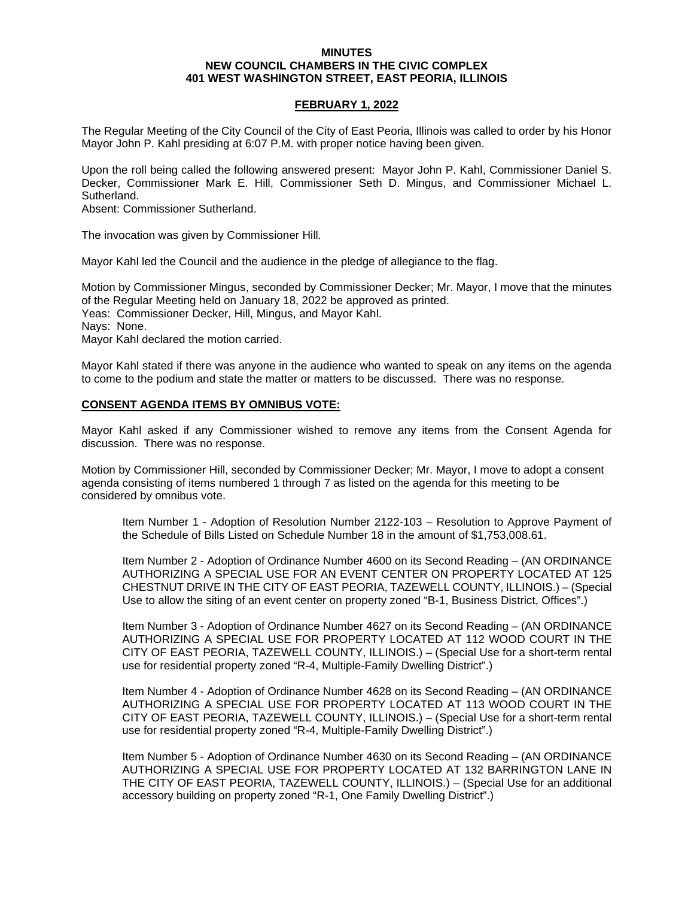**MINUTES**
**NEW COUNCIL CHAMBERS IN THE CIVIC COMPLEX**
**401 WEST WASHINGTON STREET, EAST PEORIA, ILLINOIS**

**FEBRUARY 1, 2022**

The Regular Meeting of the City Council of the City of East Peoria, Illinois was called to order by his Honor Mayor John P. Kahl presiding at 6:07 P.M. with proper notice having been given.

Upon the roll being called the following answered present: Mayor John P. Kahl, Commissioner Daniel S. Decker, Commissioner Mark E. Hill, Commissioner Seth D. Mingus, and Commissioner Michael L. Sutherland.
Absent: Commissioner Sutherland.

The invocation was given by Commissioner Hill.

Mayor Kahl led the Council and the audience in the pledge of allegiance to the flag.

Motion by Commissioner Mingus, seconded by Commissioner Decker; Mr. Mayor, I move that the minutes of the Regular Meeting held on January 18, 2022 be approved as printed.
Yeas: Commissioner Decker, Hill, Mingus, and Mayor Kahl.
Nays: None.
Mayor Kahl declared the motion carried.

Mayor Kahl stated if there was anyone in the audience who wanted to speak on any items on the agenda to come to the podium and state the matter or matters to be discussed. There was no response.

**CONSENT AGENDA ITEMS BY OMNIBUS VOTE:**

Mayor Kahl asked if any Commissioner wished to remove any items from the Consent Agenda for discussion. There was no response.

Motion by Commissioner Hill, seconded by Commissioner Decker; Mr. Mayor, I move to adopt a consent agenda consisting of items numbered 1 through 7 as listed on the agenda for this meeting to be considered by omnibus vote.

Item Number 1 - Adoption of Resolution Number 2122-103 – Resolution to Approve Payment of the Schedule of Bills Listed on Schedule Number 18 in the amount of $1,753,008.61.

Item Number 2 - Adoption of Ordinance Number 4600 on its Second Reading – (AN ORDINANCE AUTHORIZING A SPECIAL USE FOR AN EVENT CENTER ON PROPERTY LOCATED AT 125 CHESTNUT DRIVE IN THE CITY OF EAST PEORIA, TAZEWELL COUNTY, ILLINOIS.) – (Special Use to allow the siting of an event center on property zoned "B-1, Business District, Offices".)

Item Number 3 - Adoption of Ordinance Number 4627 on its Second Reading – (AN ORDINANCE AUTHORIZING A SPECIAL USE FOR PROPERTY LOCATED AT 112 WOOD COURT IN THE CITY OF EAST PEORIA, TAZEWELL COUNTY, ILLINOIS.) – (Special Use for a short-term rental use for residential property zoned "R-4, Multiple-Family Dwelling District".)

Item Number 4 - Adoption of Ordinance Number 4628 on its Second Reading – (AN ORDINANCE AUTHORIZING A SPECIAL USE FOR PROPERTY LOCATED AT 113 WOOD COURT IN THE CITY OF EAST PEORIA, TAZEWELL COUNTY, ILLINOIS.) – (Special Use for a short-term rental use for residential property zoned "R-4, Multiple-Family Dwelling District".)

Item Number 5 - Adoption of Ordinance Number 4630 on its Second Reading – (AN ORDINANCE AUTHORIZING A SPECIAL USE FOR PROPERTY LOCATED AT 132 BARRINGTON LANE IN THE CITY OF EAST PEORIA, TAZEWELL COUNTY, ILLINOIS.) – (Special Use for an additional accessory building on property zoned "R-1, One Family Dwelling District".)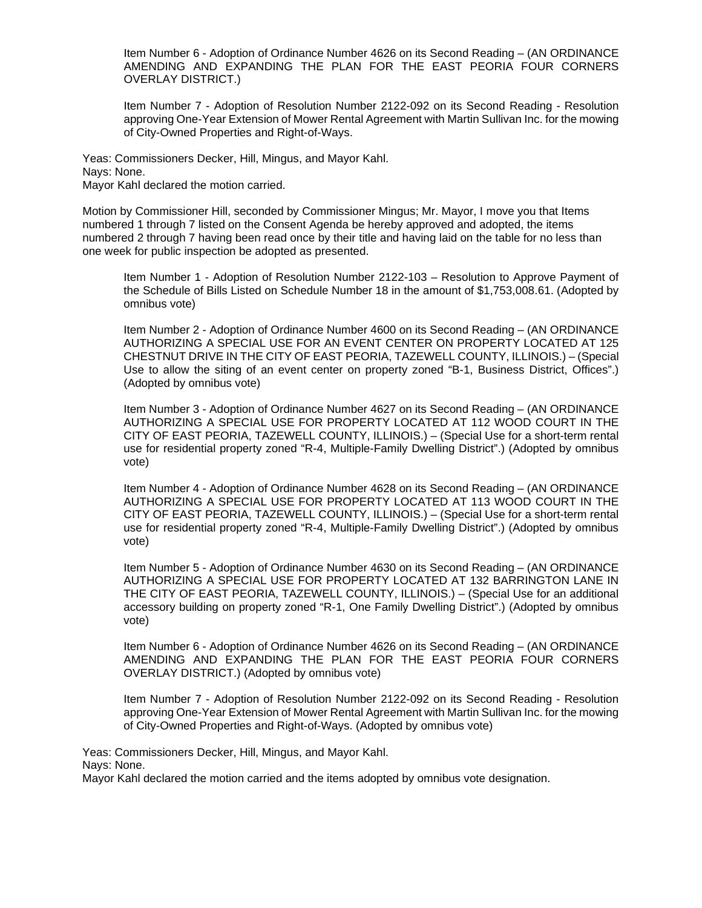Item Number 6 - Adoption of Ordinance Number 4626 on its Second Reading – (AN ORDINANCE AMENDING AND EXPANDING THE PLAN FOR THE EAST PEORIA FOUR CORNERS OVERLAY DISTRICT.)

Item Number 7 - Adoption of Resolution Number 2122-092 on its Second Reading - Resolution approving One-Year Extension of Mower Rental Agreement with Martin Sullivan Inc. for the mowing of City-Owned Properties and Right-of-Ways.

Yeas: Commissioners Decker, Hill, Mingus, and Mayor Kahl.
Nays: None.
Mayor Kahl declared the motion carried.

Motion by Commissioner Hill, seconded by Commissioner Mingus; Mr. Mayor, I move you that Items numbered 1 through 7 listed on the Consent Agenda be hereby approved and adopted, the items numbered 2 through 7 having been read once by their title and having laid on the table for no less than one week for public inspection be adopted as presented.

Item Number 1 - Adoption of Resolution Number 2122-103 – Resolution to Approve Payment of the Schedule of Bills Listed on Schedule Number 18 in the amount of $1,753,008.61. (Adopted by omnibus vote)

Item Number 2 - Adoption of Ordinance Number 4600 on its Second Reading – (AN ORDINANCE AUTHORIZING A SPECIAL USE FOR AN EVENT CENTER ON PROPERTY LOCATED AT 125 CHESTNUT DRIVE IN THE CITY OF EAST PEORIA, TAZEWELL COUNTY, ILLINOIS.) – (Special Use to allow the siting of an event center on property zoned "B-1, Business District, Offices".) (Adopted by omnibus vote)

Item Number 3 - Adoption of Ordinance Number 4627 on its Second Reading – (AN ORDINANCE AUTHORIZING A SPECIAL USE FOR PROPERTY LOCATED AT 112 WOOD COURT IN THE CITY OF EAST PEORIA, TAZEWELL COUNTY, ILLINOIS.) – (Special Use for a short-term rental use for residential property zoned "R-4, Multiple-Family Dwelling District".) (Adopted by omnibus vote)

Item Number 4 - Adoption of Ordinance Number 4628 on its Second Reading – (AN ORDINANCE AUTHORIZING A SPECIAL USE FOR PROPERTY LOCATED AT 113 WOOD COURT IN THE CITY OF EAST PEORIA, TAZEWELL COUNTY, ILLINOIS.) – (Special Use for a short-term rental use for residential property zoned "R-4, Multiple-Family Dwelling District".) (Adopted by omnibus vote)

Item Number 5 - Adoption of Ordinance Number 4630 on its Second Reading – (AN ORDINANCE AUTHORIZING A SPECIAL USE FOR PROPERTY LOCATED AT 132 BARRINGTON LANE IN THE CITY OF EAST PEORIA, TAZEWELL COUNTY, ILLINOIS.) – (Special Use for an additional accessory building on property zoned "R-1, One Family Dwelling District".) (Adopted by omnibus vote)

Item Number 6 - Adoption of Ordinance Number 4626 on its Second Reading – (AN ORDINANCE AMENDING AND EXPANDING THE PLAN FOR THE EAST PEORIA FOUR CORNERS OVERLAY DISTRICT.) (Adopted by omnibus vote)

Item Number 7 - Adoption of Resolution Number 2122-092 on its Second Reading - Resolution approving One-Year Extension of Mower Rental Agreement with Martin Sullivan Inc. for the mowing of City-Owned Properties and Right-of-Ways. (Adopted by omnibus vote)

Yeas: Commissioners Decker, Hill, Mingus, and Mayor Kahl.
Nays: None.
Mayor Kahl declared the motion carried and the items adopted by omnibus vote designation.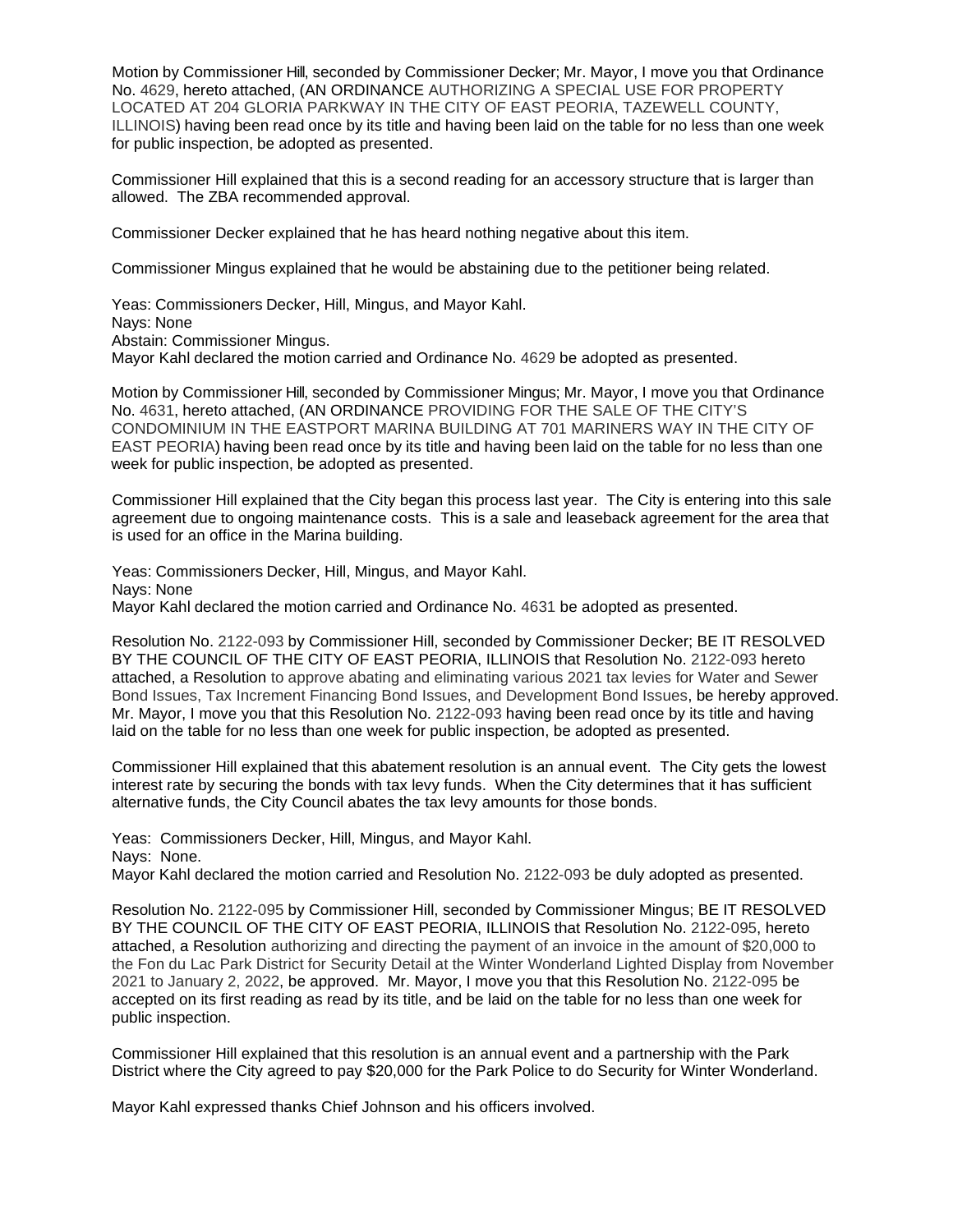Motion by Commissioner Hill, seconded by Commissioner Decker; Mr. Mayor, I move you that Ordinance No. 4629, hereto attached, (AN ORDINANCE AUTHORIZING A SPECIAL USE FOR PROPERTY LOCATED AT 204 GLORIA PARKWAY IN THE CITY OF EAST PEORIA, TAZEWELL COUNTY, ILLINOIS) having been read once by its title and having been laid on the table for no less than one week for public inspection, be adopted as presented.

Commissioner Hill explained that this is a second reading for an accessory structure that is larger than allowed. The ZBA recommended approval.

Commissioner Decker explained that he has heard nothing negative about this item.

Commissioner Mingus explained that he would be abstaining due to the petitioner being related.

Yeas: Commissioners Decker, Hill, Mingus, and Mayor Kahl.
Nays: None
Abstain: Commissioner Mingus.
Mayor Kahl declared the motion carried and Ordinance No. 4629 be adopted as presented.

Motion by Commissioner Hill, seconded by Commissioner Mingus; Mr. Mayor, I move you that Ordinance No. 4631, hereto attached, (AN ORDINANCE PROVIDING FOR THE SALE OF THE CITY'S CONDOMINIUM IN THE EASTPORT MARINA BUILDING AT 701 MARINERS WAY IN THE CITY OF EAST PEORIA) having been read once by its title and having been laid on the table for no less than one week for public inspection, be adopted as presented.

Commissioner Hill explained that the City began this process last year. The City is entering into this sale agreement due to ongoing maintenance costs. This is a sale and leaseback agreement for the area that is used for an office in the Marina building.

Yeas: Commissioners Decker, Hill, Mingus, and Mayor Kahl.
Nays: None
Mayor Kahl declared the motion carried and Ordinance No. 4631 be adopted as presented.

Resolution No. 2122-093 by Commissioner Hill, seconded by Commissioner Decker; BE IT RESOLVED BY THE COUNCIL OF THE CITY OF EAST PEORIA, ILLINOIS that Resolution No. 2122-093 hereto attached, a Resolution to approve abating and eliminating various 2021 tax levies for Water and Sewer Bond Issues, Tax Increment Financing Bond Issues, and Development Bond Issues, be hereby approved. Mr. Mayor, I move you that this Resolution No. 2122-093 having been read once by its title and having laid on the table for no less than one week for public inspection, be adopted as presented.

Commissioner Hill explained that this abatement resolution is an annual event. The City gets the lowest interest rate by securing the bonds with tax levy funds. When the City determines that it has sufficient alternative funds, the City Council abates the tax levy amounts for those bonds.

Yeas: Commissioners Decker, Hill, Mingus, and Mayor Kahl.
Nays: None.
Mayor Kahl declared the motion carried and Resolution No. 2122-093 be duly adopted as presented.

Resolution No. 2122-095 by Commissioner Hill, seconded by Commissioner Mingus; BE IT RESOLVED BY THE COUNCIL OF THE CITY OF EAST PEORIA, ILLINOIS that Resolution No. 2122-095, hereto attached, a Resolution authorizing and directing the payment of an invoice in the amount of $20,000 to the Fon du Lac Park District for Security Detail at the Winter Wonderland Lighted Display from November 2021 to January 2, 2022, be approved. Mr. Mayor, I move you that this Resolution No. 2122-095 be accepted on its first reading as read by its title, and be laid on the table for no less than one week for public inspection.

Commissioner Hill explained that this resolution is an annual event and a partnership with the Park District where the City agreed to pay $20,000 for the Park Police to do Security for Winter Wonderland.

Mayor Kahl expressed thanks Chief Johnson and his officers involved.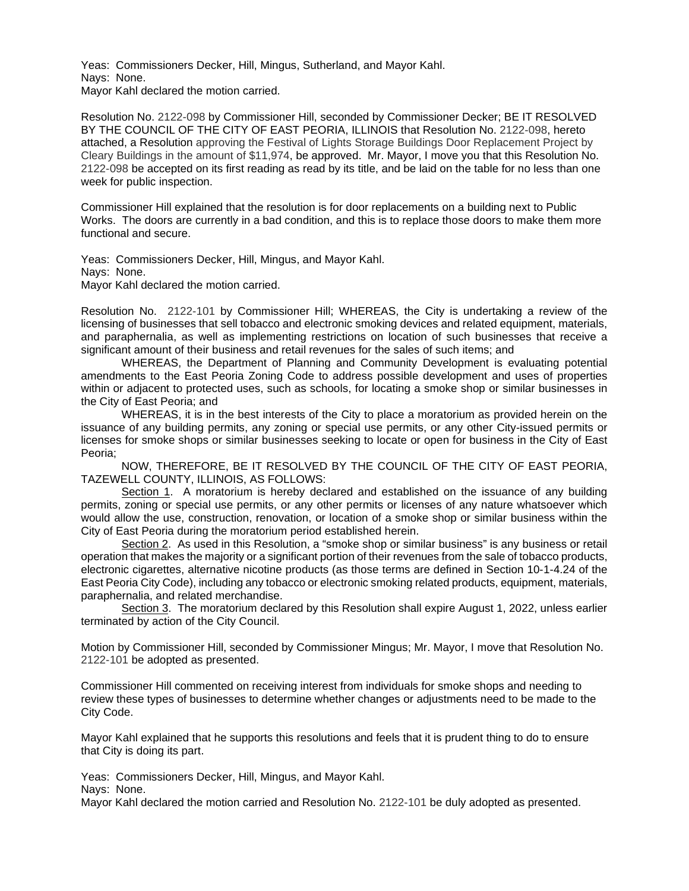Yeas: Commissioners Decker, Hill, Mingus, Sutherland, and Mayor Kahl.
Nays: None.
Mayor Kahl declared the motion carried.

Resolution No. 2122-098 by Commissioner Hill, seconded by Commissioner Decker; BE IT RESOLVED BY THE COUNCIL OF THE CITY OF EAST PEORIA, ILLINOIS that Resolution No. 2122-098, hereto attached, a Resolution approving the Festival of Lights Storage Buildings Door Replacement Project by Cleary Buildings in the amount of $11,974, be approved. Mr. Mayor, I move you that this Resolution No. 2122-098 be accepted on its first reading as read by its title, and be laid on the table for no less than one week for public inspection.

Commissioner Hill explained that the resolution is for door replacements on a building next to Public Works. The doors are currently in a bad condition, and this is to replace those doors to make them more functional and secure.

Yeas: Commissioners Decker, Hill, Mingus, and Mayor Kahl.
Nays: None.
Mayor Kahl declared the motion carried.

Resolution No. 2122-101 by Commissioner Hill; WHEREAS, the City is undertaking a review of the licensing of businesses that sell tobacco and electronic smoking devices and related equipment, materials, and paraphernalia, as well as implementing restrictions on location of such businesses that receive a significant amount of their business and retail revenues for the sales of such items; and

WHEREAS, the Department of Planning and Community Development is evaluating potential amendments to the East Peoria Zoning Code to address possible development and uses of properties within or adjacent to protected uses, such as schools, for locating a smoke shop or similar businesses in the City of East Peoria; and

WHEREAS, it is in the best interests of the City to place a moratorium as provided herein on the issuance of any building permits, any zoning or special use permits, or any other City-issued permits or licenses for smoke shops or similar businesses seeking to locate or open for business in the City of East Peoria;

NOW, THEREFORE, BE IT RESOLVED BY THE COUNCIL OF THE CITY OF EAST PEORIA, TAZEWELL COUNTY, ILLINOIS, AS FOLLOWS:

Section 1. A moratorium is hereby declared and established on the issuance of any building permits, zoning or special use permits, or any other permits or licenses of any nature whatsoever which would allow the use, construction, renovation, or location of a smoke shop or similar business within the City of East Peoria during the moratorium period established herein.

Section 2. As used in this Resolution, a "smoke shop or similar business" is any business or retail operation that makes the majority or a significant portion of their revenues from the sale of tobacco products, electronic cigarettes, alternative nicotine products (as those terms are defined in Section 10-1-4.24 of the East Peoria City Code), including any tobacco or electronic smoking related products, equipment, materials, paraphernalia, and related merchandise.

Section 3. The moratorium declared by this Resolution shall expire August 1, 2022, unless earlier terminated by action of the City Council.

Motion by Commissioner Hill, seconded by Commissioner Mingus; Mr. Mayor, I move that Resolution No. 2122-101 be adopted as presented.

Commissioner Hill commented on receiving interest from individuals for smoke shops and needing to review these types of businesses to determine whether changes or adjustments need to be made to the City Code.

Mayor Kahl explained that he supports this resolutions and feels that it is prudent thing to do to ensure that City is doing its part.

Yeas: Commissioners Decker, Hill, Mingus, and Mayor Kahl.
Nays: None.
Mayor Kahl declared the motion carried and Resolution No. 2122-101 be duly adopted as presented.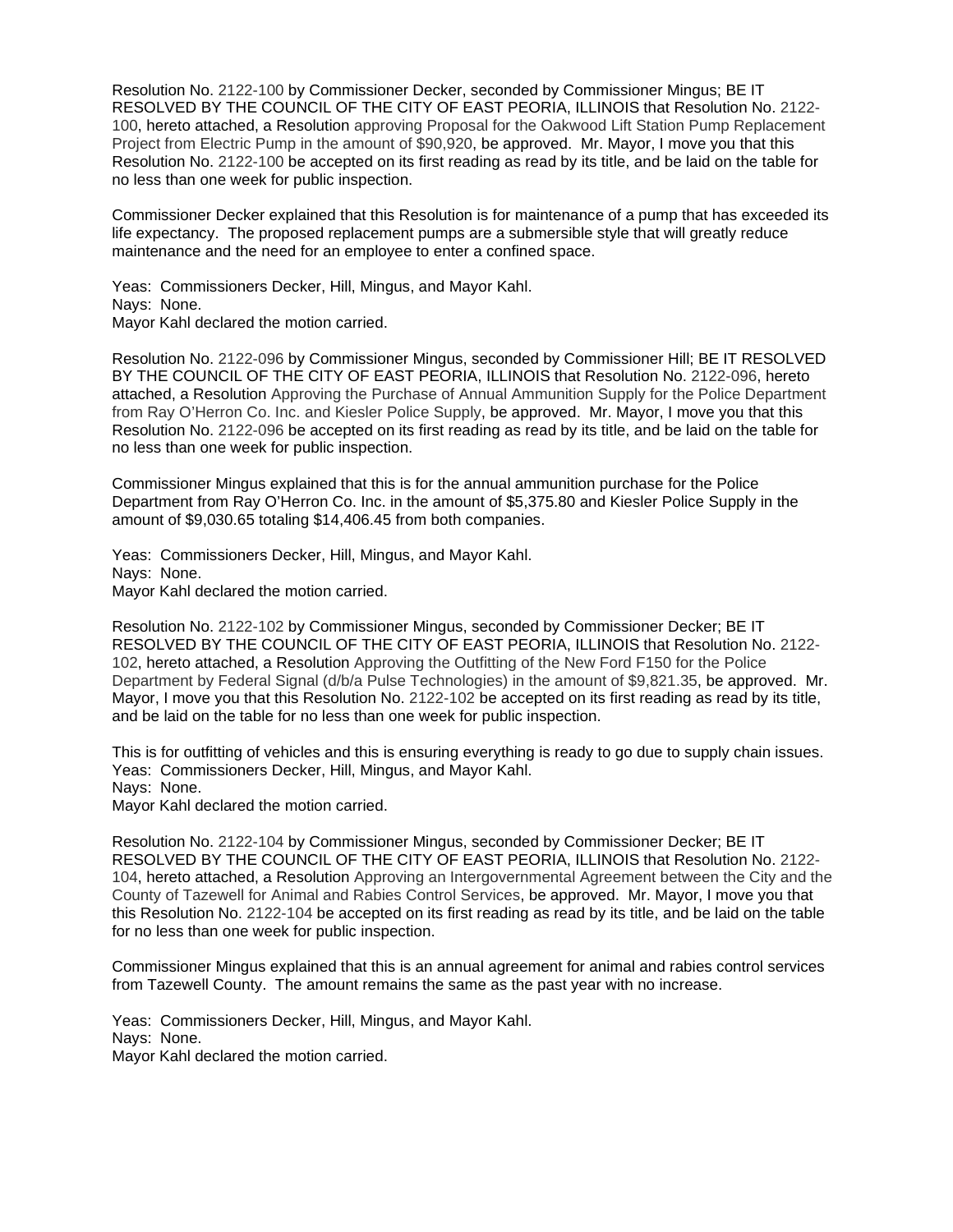Resolution No. 2122-100 by Commissioner Decker, seconded by Commissioner Mingus; BE IT RESOLVED BY THE COUNCIL OF THE CITY OF EAST PEORIA, ILLINOIS that Resolution No. 2122-100, hereto attached, a Resolution approving Proposal for the Oakwood Lift Station Pump Replacement Project from Electric Pump in the amount of $90,920, be approved. Mr. Mayor, I move you that this Resolution No. 2122-100 be accepted on its first reading as read by its title, and be laid on the table for no less than one week for public inspection.

Commissioner Decker explained that this Resolution is for maintenance of a pump that has exceeded its life expectancy. The proposed replacement pumps are a submersible style that will greatly reduce maintenance and the need for an employee to enter a confined space.

Yeas: Commissioners Decker, Hill, Mingus, and Mayor Kahl.
Nays: None.
Mayor Kahl declared the motion carried.

Resolution No. 2122-096 by Commissioner Mingus, seconded by Commissioner Hill; BE IT RESOLVED BY THE COUNCIL OF THE CITY OF EAST PEORIA, ILLINOIS that Resolution No. 2122-096, hereto attached, a Resolution Approving the Purchase of Annual Ammunition Supply for the Police Department from Ray O'Herron Co. Inc. and Kiesler Police Supply, be approved. Mr. Mayor, I move you that this Resolution No. 2122-096 be accepted on its first reading as read by its title, and be laid on the table for no less than one week for public inspection.

Commissioner Mingus explained that this is for the annual ammunition purchase for the Police Department from Ray O'Herron Co. Inc. in the amount of $5,375.80 and Kiesler Police Supply in the amount of $9,030.65 totaling $14,406.45 from both companies.

Yeas: Commissioners Decker, Hill, Mingus, and Mayor Kahl.
Nays: None.
Mayor Kahl declared the motion carried.

Resolution No. 2122-102 by Commissioner Mingus, seconded by Commissioner Decker; BE IT RESOLVED BY THE COUNCIL OF THE CITY OF EAST PEORIA, ILLINOIS that Resolution No. 2122-102, hereto attached, a Resolution Approving the Outfitting of the New Ford F150 for the Police Department by Federal Signal (d/b/a Pulse Technologies) in the amount of $9,821.35, be approved. Mr. Mayor, I move you that this Resolution No. 2122-102 be accepted on its first reading as read by its title, and be laid on the table for no less than one week for public inspection.

This is for outfitting of vehicles and this is ensuring everything is ready to go due to supply chain issues.
Yeas: Commissioners Decker, Hill, Mingus, and Mayor Kahl.
Nays: None.
Mayor Kahl declared the motion carried.

Resolution No. 2122-104 by Commissioner Mingus, seconded by Commissioner Decker; BE IT RESOLVED BY THE COUNCIL OF THE CITY OF EAST PEORIA, ILLINOIS that Resolution No. 2122-104, hereto attached, a Resolution Approving an Intergovernmental Agreement between the City and the County of Tazewell for Animal and Rabies Control Services, be approved. Mr. Mayor, I move you that this Resolution No. 2122-104 be accepted on its first reading as read by its title, and be laid on the table for no less than one week for public inspection.

Commissioner Mingus explained that this is an annual agreement for animal and rabies control services from Tazewell County. The amount remains the same as the past year with no increase.

Yeas: Commissioners Decker, Hill, Mingus, and Mayor Kahl.
Nays: None.
Mayor Kahl declared the motion carried.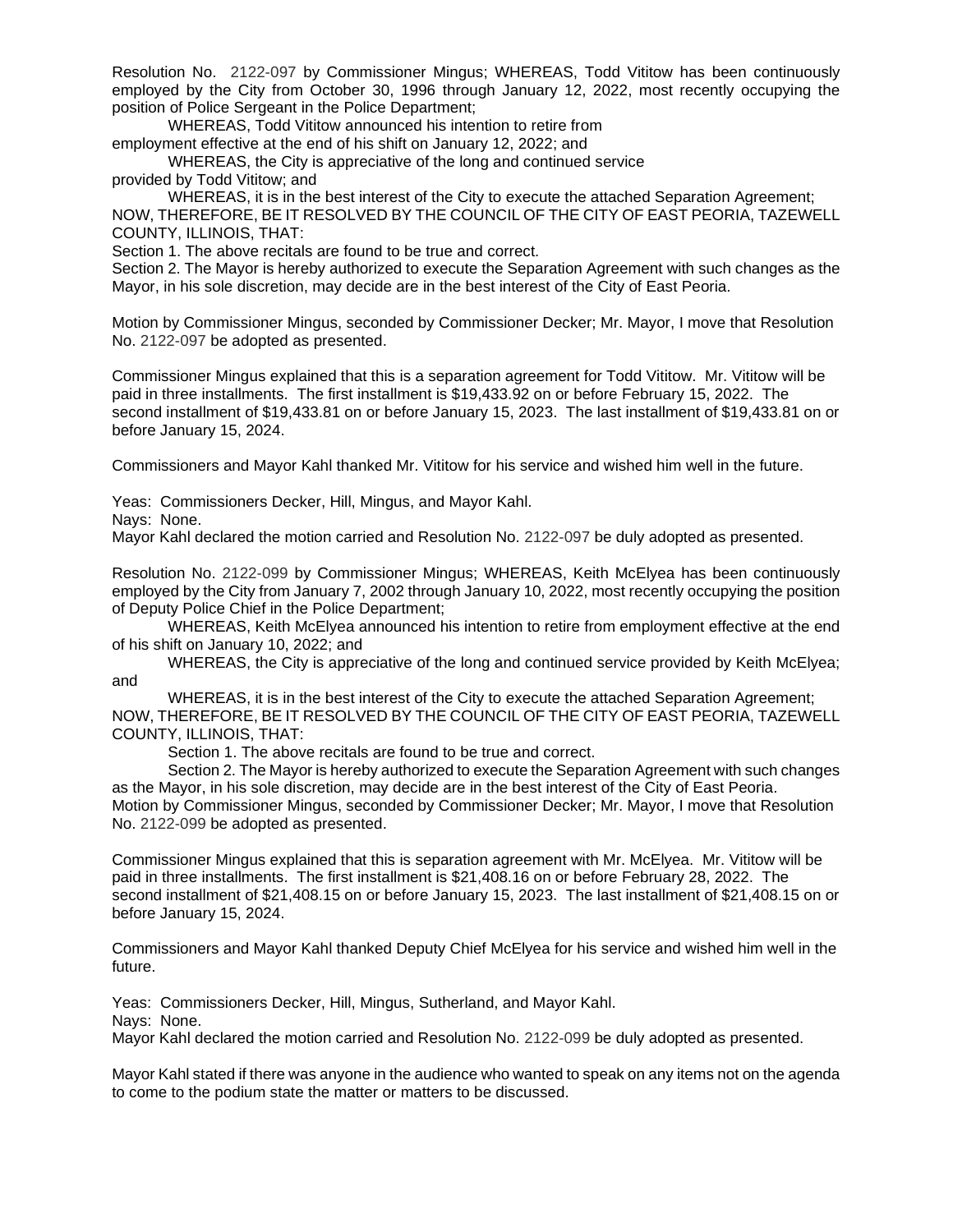Resolution No. 2122-097 by Commissioner Mingus; WHEREAS, Todd Vititow has been continuously employed by the City from October 30, 1996 through January 12, 2022, most recently occupying the position of Police Sergeant in the Police Department;

WHEREAS, Todd Vititow announced his intention to retire from employment effective at the end of his shift on January 12, 2022; and

WHEREAS, the City is appreciative of the long and continued service provided by Todd Vititow; and

WHEREAS, it is in the best interest of the City to execute the attached Separation Agreement; NOW, THEREFORE, BE IT RESOLVED BY THE COUNCIL OF THE CITY OF EAST PEORIA, TAZEWELL COUNTY, ILLINOIS, THAT:

Section 1. The above recitals are found to be true and correct.

Section 2. The Mayor is hereby authorized to execute the Separation Agreement with such changes as the Mayor, in his sole discretion, may decide are in the best interest of the City of East Peoria.

Motion by Commissioner Mingus, seconded by Commissioner Decker; Mr. Mayor, I move that Resolution No. 2122-097 be adopted as presented.

Commissioner Mingus explained that this is a separation agreement for Todd Vititow. Mr. Vititow will be paid in three installments. The first installment is $19,433.92 on or before February 15, 2022. The second installment of $19,433.81 on or before January 15, 2023. The last installment of $19,433.81 on or before January 15, 2024.

Commissioners and Mayor Kahl thanked Mr. Vititow for his service and wished him well in the future.

Yeas: Commissioners Decker, Hill, Mingus, and Mayor Kahl.

Nays: None.

Mayor Kahl declared the motion carried and Resolution No. 2122-097 be duly adopted as presented.

Resolution No. 2122-099 by Commissioner Mingus; WHEREAS, Keith McElyea has been continuously employed by the City from January 7, 2002 through January 10, 2022, most recently occupying the position of Deputy Police Chief in the Police Department;

WHEREAS, Keith McElyea announced his intention to retire from employment effective at the end of his shift on January 10, 2022; and

WHEREAS, the City is appreciative of the long and continued service provided by Keith McElyea; and

WHEREAS, it is in the best interest of the City to execute the attached Separation Agreement; NOW, THEREFORE, BE IT RESOLVED BY THE COUNCIL OF THE CITY OF EAST PEORIA, TAZEWELL COUNTY, ILLINOIS, THAT:

Section 1. The above recitals are found to be true and correct.

Section 2. The Mayor is hereby authorized to execute the Separation Agreement with such changes as the Mayor, in his sole discretion, may decide are in the best interest of the City of East Peoria.

Motion by Commissioner Mingus, seconded by Commissioner Decker; Mr. Mayor, I move that Resolution No. 2122-099 be adopted as presented.

Commissioner Mingus explained that this is separation agreement with Mr. McElyea. Mr. Vititow will be paid in three installments. The first installment is $21,408.16 on or before February 28, 2022. The second installment of $21,408.15 on or before January 15, 2023. The last installment of $21,408.15 on or before January 15, 2024.

Commissioners and Mayor Kahl thanked Deputy Chief McElyea for his service and wished him well in the future.

Yeas: Commissioners Decker, Hill, Mingus, Sutherland, and Mayor Kahl.

Nays: None.

Mayor Kahl declared the motion carried and Resolution No. 2122-099 be duly adopted as presented.

Mayor Kahl stated if there was anyone in the audience who wanted to speak on any items not on the agenda to come to the podium state the matter or matters to be discussed.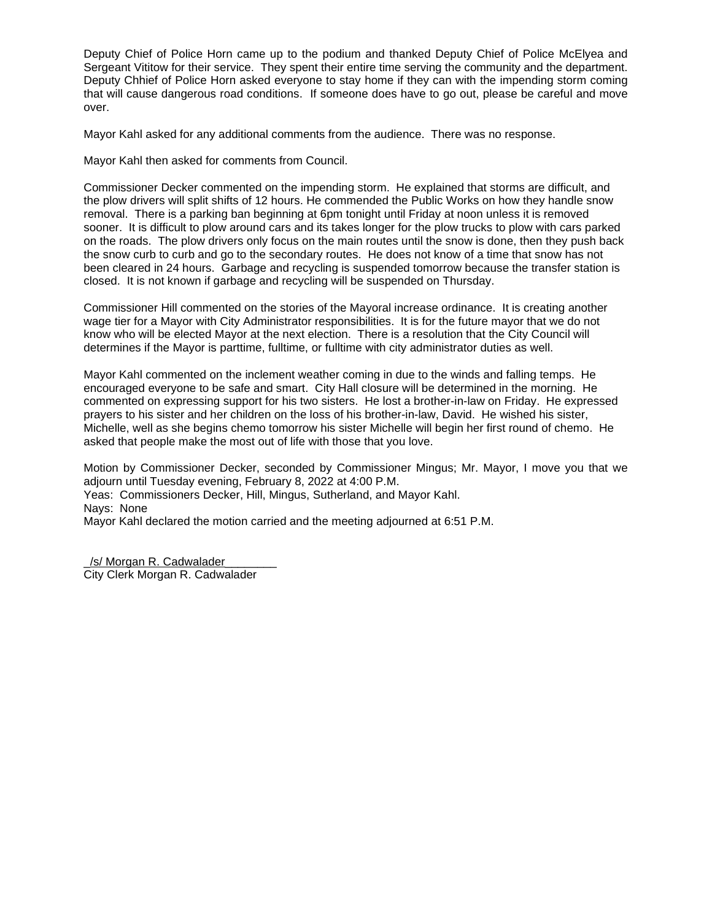Deputy Chief of Police Horn came up to the podium and thanked Deputy Chief of Police McElyea and Sergeant Vititow for their service. They spent their entire time serving the community and the department. Deputy Chhief of Police Horn asked everyone to stay home if they can with the impending storm coming that will cause dangerous road conditions. If someone does have to go out, please be careful and move over.

Mayor Kahl asked for any additional comments from the audience. There was no response.

Mayor Kahl then asked for comments from Council.

Commissioner Decker commented on the impending storm. He explained that storms are difficult, and the plow drivers will split shifts of 12 hours. He commended the Public Works on how they handle snow removal. There is a parking ban beginning at 6pm tonight until Friday at noon unless it is removed sooner. It is difficult to plow around cars and its takes longer for the plow trucks to plow with cars parked on the roads. The plow drivers only focus on the main routes until the snow is done, then they push back the snow curb to curb and go to the secondary routes. He does not know of a time that snow has not been cleared in 24 hours. Garbage and recycling is suspended tomorrow because the transfer station is closed. It is not known if garbage and recycling will be suspended on Thursday.

Commissioner Hill commented on the stories of the Mayoral increase ordinance. It is creating another wage tier for a Mayor with City Administrator responsibilities. It is for the future mayor that we do not know who will be elected Mayor at the next election. There is a resolution that the City Council will determines if the Mayor is parttime, fulltime, or fulltime with city administrator duties as well.

Mayor Kahl commented on the inclement weather coming in due to the winds and falling temps. He encouraged everyone to be safe and smart. City Hall closure will be determined in the morning. He commented on expressing support for his two sisters. He lost a brother-in-law on Friday. He expressed prayers to his sister and her children on the loss of his brother-in-law, David. He wished his sister, Michelle, well as she begins chemo tomorrow his sister Michelle will begin her first round of chemo. He asked that people make the most out of life with those that you love.

Motion by Commissioner Decker, seconded by Commissioner Mingus; Mr. Mayor, I move you that we adjourn until Tuesday evening, February 8, 2022 at 4:00 P.M.
Yeas: Commissioners Decker, Hill, Mingus, Sutherland, and Mayor Kahl.
Nays: None
Mayor Kahl declared the motion carried and the meeting adjourned at 6:51 P.M.

_/s/ Morgan R. Cadwalader________
City Clerk Morgan R. Cadwalader